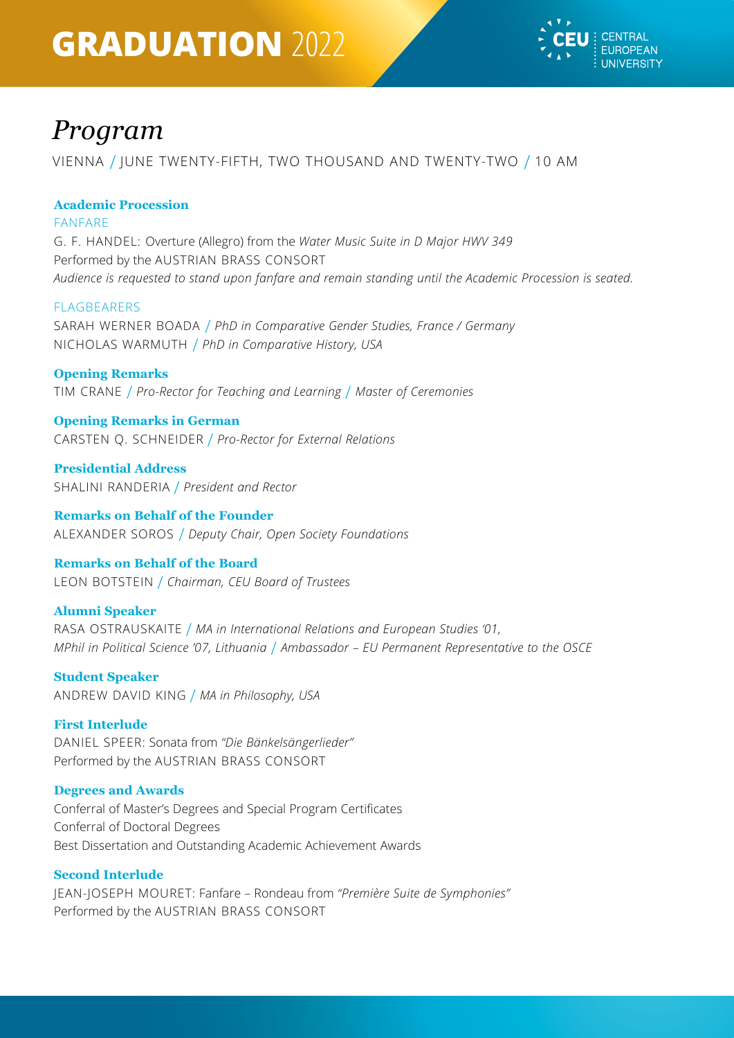# GRADUATION 2022

CEU | CENTRAL EUROPEAN UNIVERSITY

## *Program*

VIENNA / JUNE TWENTY-FIFTH, TWO THOUSAND AND TWENTY-TWO / 10 AM

**Academic Procession**

FANFARE

G. F. HANDEL: Overture (Allegro) from the *Water Music Suite in D Major HWV 349*
Performed by the AUSTRIAN BRASS CONSORT
*Audience is requested to stand upon fanfare and remain standing until the Academic Procession is seated.*

FLAGBEARERS

SARAH WERNER BOADA / *PhD in Comparative Gender Studies, France / Germany*
NICHOLAS WARMUTH / *PhD in Comparative History, USA*

**Opening Remarks**

TIM CRANE / *Pro-Rector for Teaching and Learning* / *Master of Ceremonies*

**Opening Remarks in German**

CARSTEN Q. SCHNEIDER / *Pro-Rector for External Relations*

**Presidential Address**

SHALINI RANDERIA / *President and Rector*

**Remarks on Behalf of the Founder**

ALEXANDER SOROS / *Deputy Chair, Open Society Foundations*

**Remarks on Behalf of the Board**

LEON BOTSTEIN / *Chairman, CEU Board of Trustees*

**Alumni Speaker**

RASA OSTRAUSKAITE / *MA in International Relations and European Studies '01, MPhil in Political Science '07, Lithuania* / *Ambassador – EU Permanent Representative to the OSCE*

**Student Speaker**

ANDREW DAVID KING / *MA in Philosophy, USA*

**First Interlude**

DANIEL SPEER: Sonata from *"Die Bänkelsängerlieder"*
Performed by the AUSTRIAN BRASS CONSORT

**Degrees and Awards**

Conferral of Master's Degrees and Special Program Certificates
Conferral of Doctoral Degrees
Best Dissertation and Outstanding Academic Achievement Awards

**Second Interlude**

JEAN-JOSEPH MOURET: Fanfare – Rondeau from *"Première Suite de Symphonies"*
Performed by the AUSTRIAN BRASS CONSORT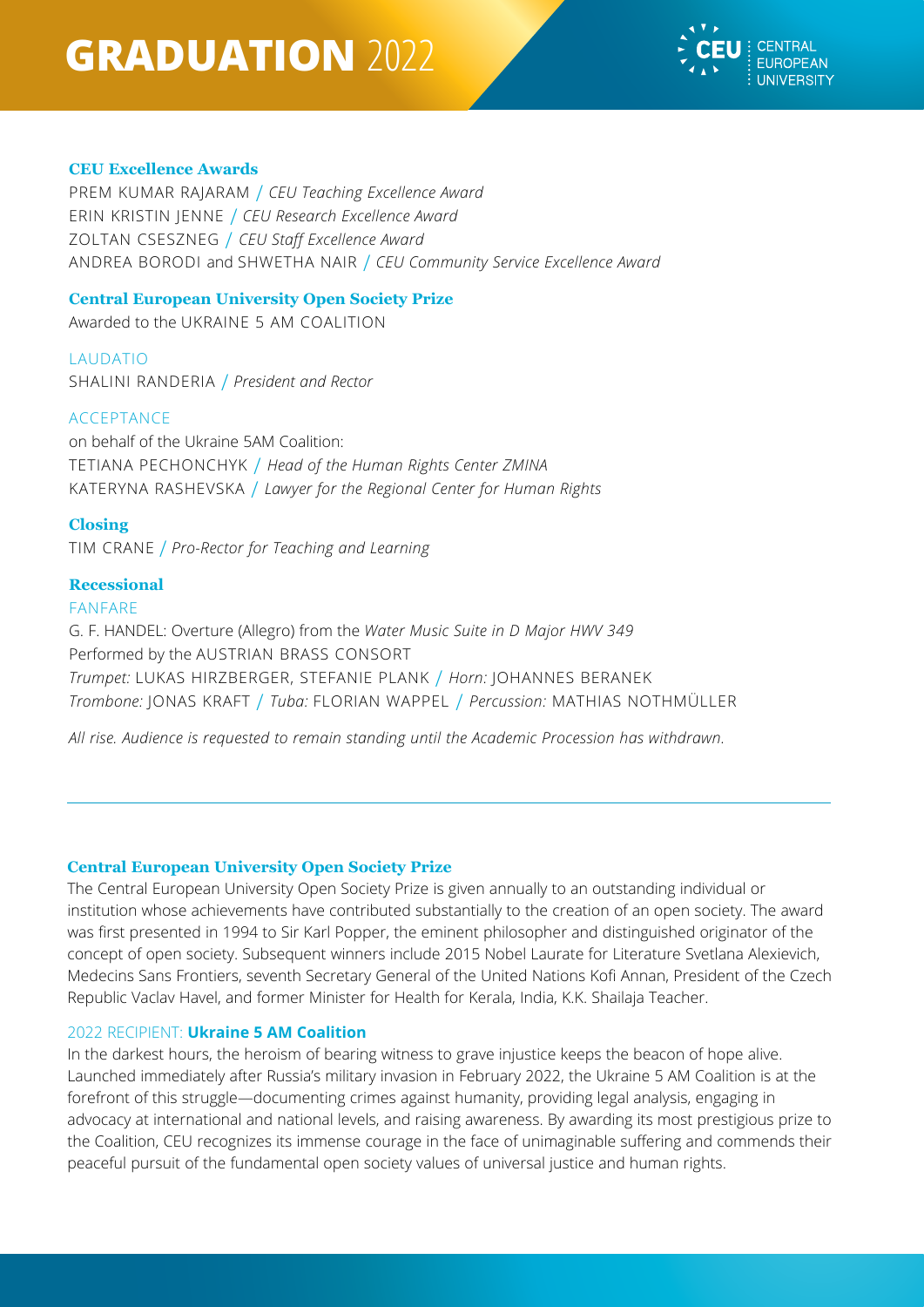### CEU Excellence Awards

PREM KUMAR RAJARAM / *CEU Teaching Excellence Award*
ERIN KRISTIN JENNE / *CEU Research Excellence Award*
ZOLTAN CSESZNEG / *CEU Staff Excellence Award*
ANDREA BORODI and SHWETHA NAIR / *CEU Community Service Excellence Award*

### Central European University Open Society Prize

Awarded to the UKRAINE 5 AM COALITION

LAUDATIO
SHALINI RANDERIA / *President and Rector*

ACCEPTANCE
on behalf of the Ukraine 5AM Coalition:
TETIANA PECHONCHYK / *Head of the Human Rights Center ZMINA*
KATERYNA RASHEVSKA / *Lawyer for the Regional Center for Human Rights*

### Closing

TIM CRANE / *Pro-Rector for Teaching and Learning*

### Recessional

FANFARE
G. F. HANDEL: Overture (Allegro) from the *Water Music Suite in D Major HWV 349*
Performed by the AUSTRIAN BRASS CONSORT
*Trumpet:* LUKAS HIRZBERGER, STEFANIE PLANK / *Horn:* JOHANNES BERANEK
*Trombone:* JONAS KRAFT / *Tuba:* FLORIAN WAPPEL / *Percussion:* MATHIAS NOTHMÜLLER

*All rise. Audience is requested to remain standing until the Academic Procession has withdrawn.*

---

### Central European University Open Society Prize

The Central European University Open Society Prize is given annually to an outstanding individual or institution whose achievements have contributed substantially to the creation of an open society. The award was first presented in 1994 to Sir Karl Popper, the eminent philosopher and distinguished originator of the concept of open society. Subsequent winners include 2015 Nobel Laurate for Literature Svetlana Alexievich, Medecins Sans Frontiers, seventh Secretary General of the United Nations Kofi Annan, President of the Czech Republic Vaclav Havel, and former Minister for Health for Kerala, India, K.K. Shailaja Teacher.

2022 RECIPIENT: **Ukraine 5 AM Coalition**

In the darkest hours, the heroism of bearing witness to grave injustice keeps the beacon of hope alive. Launched immediately after Russia's military invasion in February 2022, the Ukraine 5 AM Coalition is at the forefront of this struggle—documenting crimes against humanity, providing legal analysis, engaging in advocacy at international and national levels, and raising awareness. By awarding its most prestigious prize to the Coalition, CEU recognizes its immense courage in the face of unimaginable suffering and commends their peaceful pursuit of the fundamental open society values of universal justice and human rights.